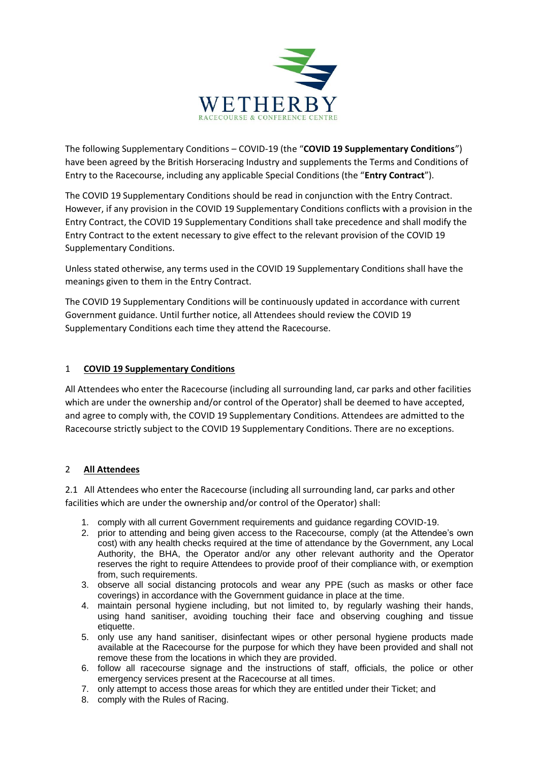WETHERBY

RACECOURSE & CONFERENCE CENTRE

The following Supplementary Conditions – COVID-19 (the "**COVID 19 Supplementary Conditions**") have been agreed by the British Horseracing Industry and supplements the Terms and Conditions of Entry to the Racecourse, including any applicable Special Conditions (the "**Entry Contract**").

The COVID 19 Supplementary Conditions should be read in conjunction with the Entry Contract. However, if any provision in the COVID 19 Supplementary Conditions conflicts with a provision in the Entry Contract, the COVID 19 Supplementary Conditions shall take precedence and shall modify the Entry Contract to the extent necessary to give effect to the relevant provision of the COVID 19 Supplementary Conditions.

Unless stated otherwise, any terms used in the COVID 19 Supplementary Conditions shall have the meanings given to them in the Entry Contract.

The COVID 19 Supplementary Conditions will be continuously updated in accordance with current Government guidance. Until further notice, all Attendees should review the COVID 19 Supplementary Conditions each time they attend the Racecourse.

## 1 COVID 19 Supplementary Conditions

All Attendees who enter the Racecourse (including all surrounding land, car parks and other facilities which are under the ownership and/or control of the Operator) shall be deemed to have accepted, and agree to comply with, the COVID 19 Supplementary Conditions. Attendees are admitted to the Racecourse strictly subject to the COVID 19 Supplementary Conditions. There are no exceptions.

## 2 All Attendees

2.1 All Attendees who enter the Racecourse (including all surrounding land, car parks and other facilities which are under the ownership and/or control of the Operator) shall:

1. comply with all current Government requirements and guidance regarding COVID-19.
2. prior to attending and being given access to the Racecourse, comply (at the Attendee's own cost) with any health checks required at the time of attendance by the Government, any Local Authority, the BHA, the Operator and/or any other relevant authority and the Operator reserves the right to require Attendees to provide proof of their compliance with, or exemption from, such requirements.
3. observe all social distancing protocols and wear any PPE (such as masks or other face coverings) in accordance with the Government guidance in place at the time.
4. maintain personal hygiene including, but not limited to, by regularly washing their hands, using hand sanitiser, avoiding touching their face and observing coughing and tissue etiquette.
5. only use any hand sanitiser, disinfectant wipes or other personal hygiene products made available at the Racecourse for the purpose for which they have been provided and shall not remove these from the locations in which they are provided.
6. follow all racecourse signage and the instructions of staff, officials, the police or other emergency services present at the Racecourse at all times.
7. only attempt to access those areas for which they are entitled under their Ticket; and
8. comply with the Rules of Racing.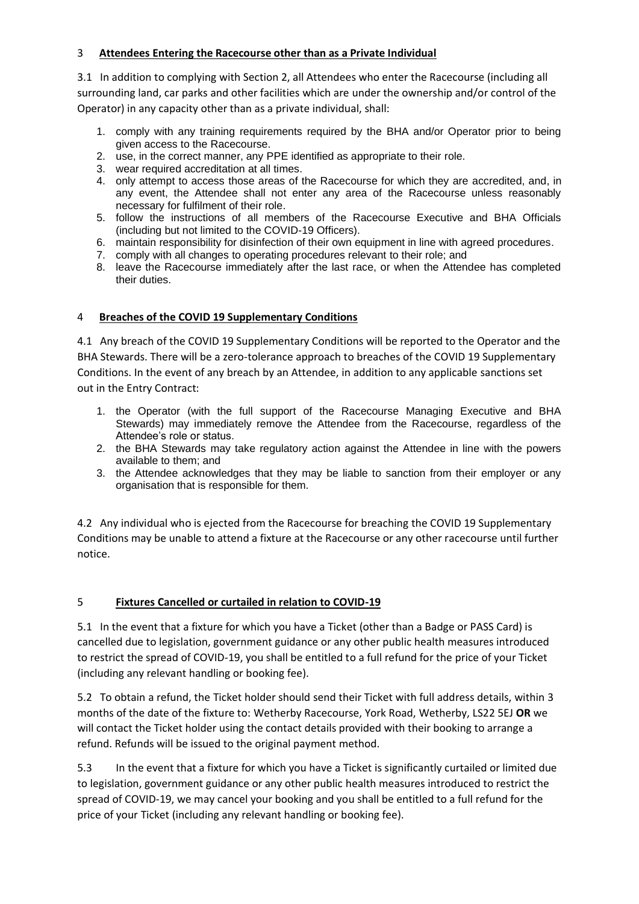## 3 **Attendees Entering the Racecourse other than as a Private Individual**

3.1 In addition to complying with Section 2, all Attendees who enter the Racecourse (including all surrounding land, car parks and other facilities which are under the ownership and/or control of the Operator) in any capacity other than as a private individual, shall:

1. comply with any training requirements required by the BHA and/or Operator prior to being given access to the Racecourse.
2. use, in the correct manner, any PPE identified as appropriate to their role.
3. wear required accreditation at all times.
4. only attempt to access those areas of the Racecourse for which they are accredited, and, in any event, the Attendee shall not enter any area of the Racecourse unless reasonably necessary for fulfilment of their role.
5. follow the instructions of all members of the Racecourse Executive and BHA Officials (including but not limited to the COVID-19 Officers).
6. maintain responsibility for disinfection of their own equipment in line with agreed procedures.
7. comply with all changes to operating procedures relevant to their role; and
8. leave the Racecourse immediately after the last race, or when the Attendee has completed their duties.

## 4 **Breaches of the COVID 19 Supplementary Conditions**

4.1 Any breach of the COVID 19 Supplementary Conditions will be reported to the Operator and the BHA Stewards. There will be a zero-tolerance approach to breaches of the COVID 19 Supplementary Conditions. In the event of any breach by an Attendee, in addition to any applicable sanctions set out in the Entry Contract:

1. the Operator (with the full support of the Racecourse Managing Executive and BHA Stewards) may immediately remove the Attendee from the Racecourse, regardless of the Attendee's role or status.
2. the BHA Stewards may take regulatory action against the Attendee in line with the powers available to them; and
3. the Attendee acknowledges that they may be liable to sanction from their employer or any organisation that is responsible for them.

4.2 Any individual who is ejected from the Racecourse for breaching the COVID 19 Supplementary Conditions may be unable to attend a fixture at the Racecourse or any other racecourse until further notice.

## 5 **Fixtures Cancelled or curtailed in relation to COVID-19**

5.1 In the event that a fixture for which you have a Ticket (other than a Badge or PASS Card) is cancelled due to legislation, government guidance or any other public health measures introduced to restrict the spread of COVID-19, you shall be entitled to a full refund for the price of your Ticket (including any relevant handling or booking fee).

5.2 To obtain a refund, the Ticket holder should send their Ticket with full address details, within 3 months of the date of the fixture to: Wetherby Racecourse, York Road, Wetherby, LS22 5EJ **OR** we will contact the Ticket holder using the contact details provided with their booking to arrange a refund. Refunds will be issued to the original payment method.

5.3 In the event that a fixture for which you have a Ticket is significantly curtailed or limited due to legislation, government guidance or any other public health measures introduced to restrict the spread of COVID-19, we may cancel your booking and you shall be entitled to a full refund for the price of your Ticket (including any relevant handling or booking fee).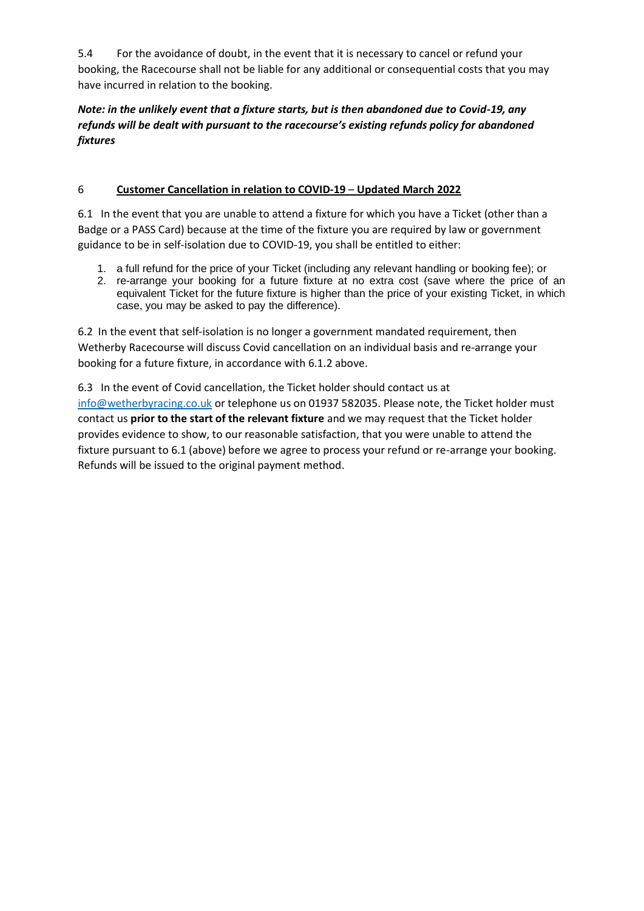5.4 For the avoidance of doubt, in the event that it is necessary to cancel or refund your booking, the Racecourse shall not be liable for any additional or consequential costs that you may have incurred in relation to the booking.

***Note: in the unlikely event that a fixture starts, but is then abandoned due to Covid-19, any refunds will be dealt with pursuant to the racecourse's existing refunds policy for abandoned fixtures***

## 6 **Customer Cancellation in relation to COVID-19 – Updated March 2022**

6.1 In the event that you are unable to attend a fixture for which you have a Ticket (other than a Badge or a PASS Card) because at the time of the fixture you are required by law or government guidance to be in self-isolation due to COVID-19, you shall be entitled to either:

1. a full refund for the price of your Ticket (including any relevant handling or booking fee); or
2. re-arrange your booking for a future fixture at no extra cost (save where the price of an equivalent Ticket for the future fixture is higher than the price of your existing Ticket, in which case, you may be asked to pay the difference).

6.2 In the event that self-isolation is no longer a government mandated requirement, then Wetherby Racecourse will discuss Covid cancellation on an individual basis and re-arrange your booking for a future fixture, in accordance with 6.1.2 above.

6.3 In the event of Covid cancellation, the Ticket holder should contact us at info@wetherbyracing.co.uk or telephone us on 01937 582035. Please note, the Ticket holder must contact us **prior to the start of the relevant fixture** and we may request that the Ticket holder provides evidence to show, to our reasonable satisfaction, that you were unable to attend the fixture pursuant to 6.1 (above) before we agree to process your refund or re-arrange your booking. Refunds will be issued to the original payment method.